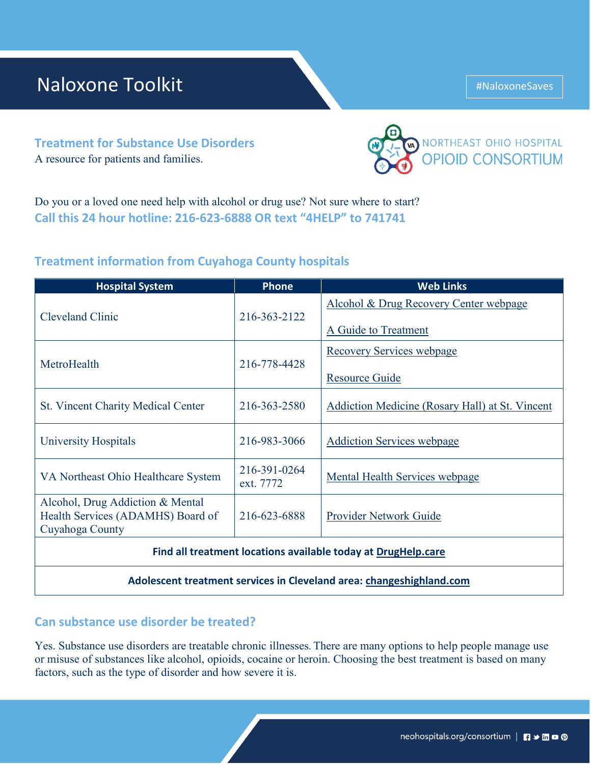# Naloxone Toolkit

#NaloxoneSaves

NORTHEAST OHIO HOSPITAL OPIOID CONSORTIUM

## Treatment for Substance Use Disorders

A resource for patients and families.

Do you or a loved one need help with alcohol or drug use? Not sure where to start?

**Call this 24 hour hotline: 216-623-6888 OR text "4HELP" to 741741**

## Treatment information from Cuyahoga County hospitals

| Hospital System | Phone | Web Links |
|---|---|---|
| Cleveland Clinic | 216-363-2122 | Alcohol & Drug Recovery Center webpage<br><br>A Guide to Treatment |
| MetroHealth | 216-778-4428 | Recovery Services webpage<br><br>Resource Guide |
| St. Vincent Charity Medical Center | 216-363-2580 | Addiction Medicine (Rosary Hall) at St. Vincent |
| University Hospitals | 216-983-3066 | Addiction Services webpage |
| VA Northeast Ohio Healthcare System | 216-391-0264 ext. 7772 | Mental Health Services webpage |
| Alcohol, Drug Addiction & Mental Health Services (ADAMHS) Board of Cuyahoga County | 216-623-6888 | Provider Network Guide |
| **Find all treatment locations available today at DrugHelp.care** | | |
| **Adolescent treatment services in Cleveland area: changeshighland.com** | | |

## Can substance use disorder be treated?

Yes. Substance use disorders are treatable chronic illnesses. There are many options to help people manage use or misuse of substances like alcohol, opioids, cocaine or heroin. Choosing the best treatment is based on many factors, such as the type of disorder and how severe it is.

neohospitals.org/consortium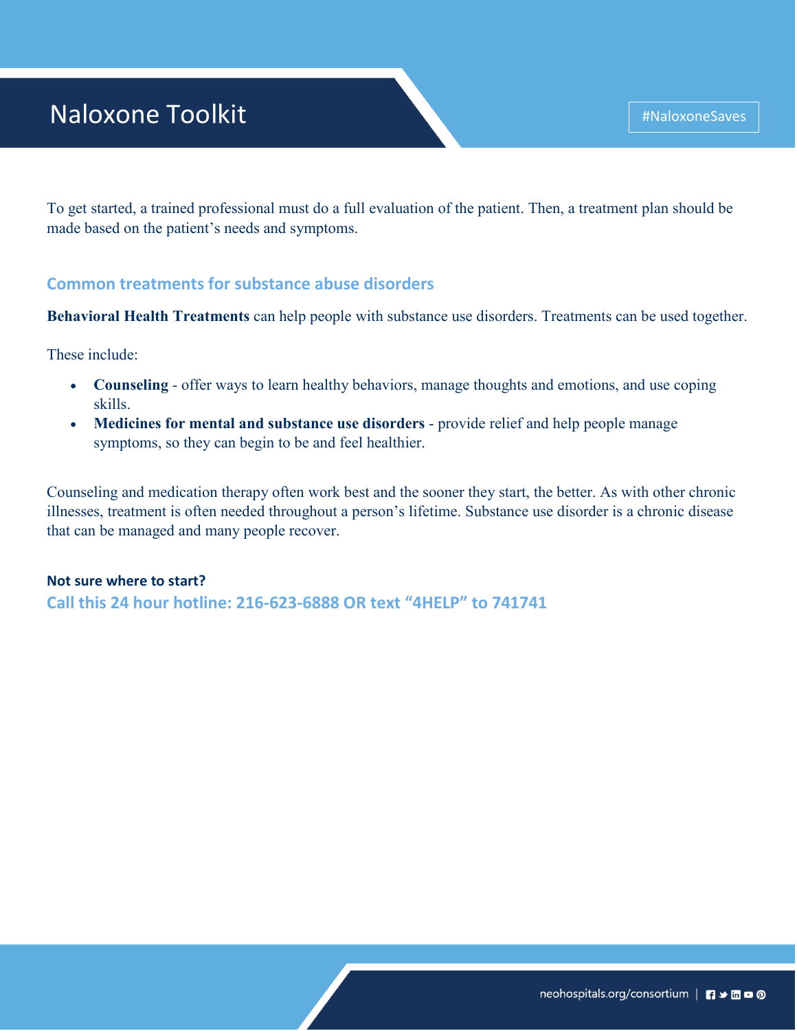To get started, a trained professional must do a full evaluation of the patient. Then, a treatment plan should be made based on the patient's needs and symptoms.

## Common treatments for substance abuse disorders

**Behavioral Health Treatments** can help people with substance use disorders. Treatments can be used together.

These include:

- **Counseling** - offer ways to learn healthy behaviors, manage thoughts and emotions, and use coping skills.
- **Medicines for mental and substance use disorders** - provide relief and help people manage symptoms, so they can begin to be and feel healthier.

Counseling and medication therapy often work best and the sooner they start, the better. As with other chronic illnesses, treatment is often needed throughout a person's lifetime. Substance use disorder is a chronic disease that can be managed and many people recover.

**Not sure where to start?**

**Call this 24 hour hotline: 216-623-6888 OR text "4HELP" to 741741**